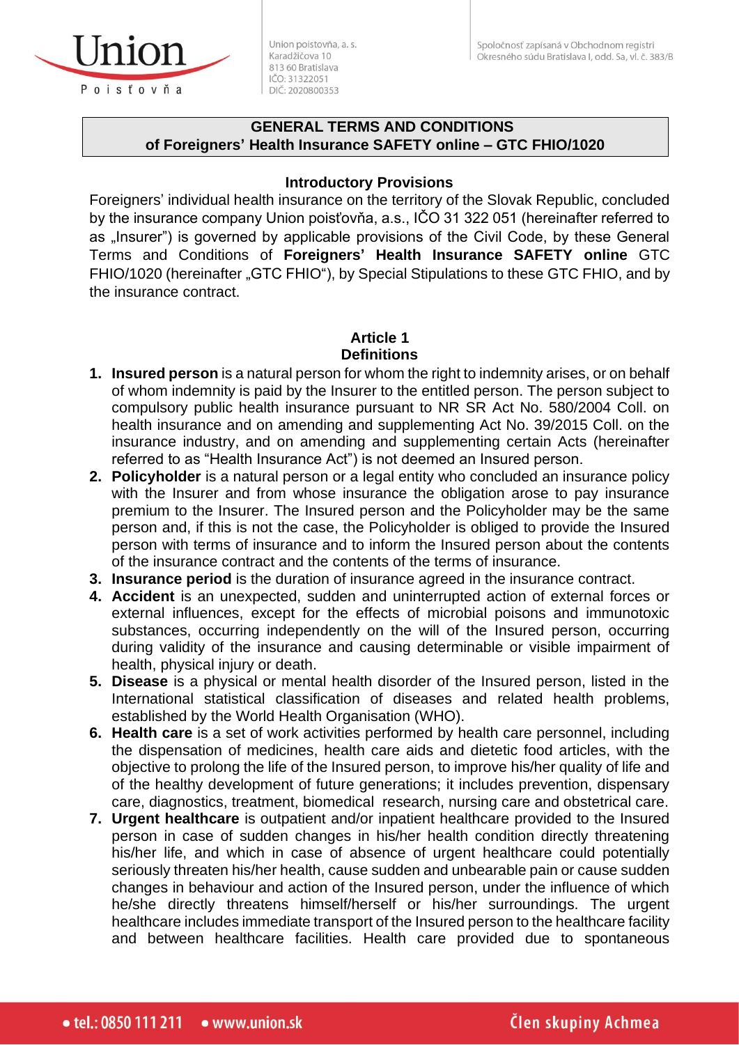Union poisťovňa, a. s.
Karadžičova 10
813 60 Bratislava
IČO: 31322051
DIČ: 2020800353

Spoločnosť zapísaná v Obchodnom registri Okresného súdu Bratislava I, odd. Sa, vl. č. 383/B

# GENERAL TERMS AND CONDITIONS
# of Foreigners' Health Insurance SAFETY online – GTC FHIO/1020

## Introductory Provisions

Foreigners' individual health insurance on the territory of the Slovak Republic, concluded by the insurance company Union poisťovňa, a.s., IČO 31 322 051 (hereinafter referred to as „Insurer") is governed by applicable provisions of the Civil Code, by these General Terms and Conditions of **Foreigners' Health Insurance SAFETY online** GTC FHIO/1020 (hereinafter „GTC FHIO"), by Special Stipulations to these GTC FHIO, and by the insurance contract.

## Article 1
## Definitions

1. **Insured person** is a natural person for whom the right to indemnity arises, or on behalf of whom indemnity is paid by the Insurer to the entitled person. The person subject to compulsory public health insurance pursuant to NR SR Act No. 580/2004 Coll. on health insurance and on amending and supplementing Act No. 39/2015 Coll. on the insurance industry, and on amending and supplementing certain Acts (hereinafter referred to as "Health Insurance Act") is not deemed an Insured person.
2. **Policyholder** is a natural person or a legal entity who concluded an insurance policy with the Insurer and from whose insurance the obligation arose to pay insurance premium to the Insurer. The Insured person and the Policyholder may be the same person and, if this is not the case, the Policyholder is obliged to provide the Insured person with terms of insurance and to inform the Insured person about the contents of the insurance contract and the contents of the terms of insurance.
3. **Insurance period** is the duration of insurance agreed in the insurance contract.
4. **Accident** is an unexpected, sudden and uninterrupted action of external forces or external influences, except for the effects of microbial poisons and immunotoxic substances, occurring independently on the will of the Insured person, occurring during validity of the insurance and causing determinable or visible impairment of health, physical injury or death.
5. **Disease** is a physical or mental health disorder of the Insured person, listed in the International statistical classification of diseases and related health problems, established by the World Health Organisation (WHO).
6. **Health care** is a set of work activities performed by health care personnel, including the dispensation of medicines, health care aids and dietetic food articles, with the objective to prolong the life of the Insured person, to improve his/her quality of life and of the healthy development of future generations; it includes prevention, dispensary care, diagnostics, treatment, biomedical research, nursing care and obstetrical care.
7. **Urgent healthcare** is outpatient and/or inpatient healthcare provided to the Insured person in case of sudden changes in his/her health condition directly threatening his/her life, and which in case of absence of urgent healthcare could potentially seriously threaten his/her health, cause sudden and unbearable pain or cause sudden changes in behaviour and action of the Insured person, under the influence of which he/she directly threatens himself/herself or his/her surroundings. The urgent healthcare includes immediate transport of the Insured person to the healthcare facility and between healthcare facilities. Health care provided due to spontaneous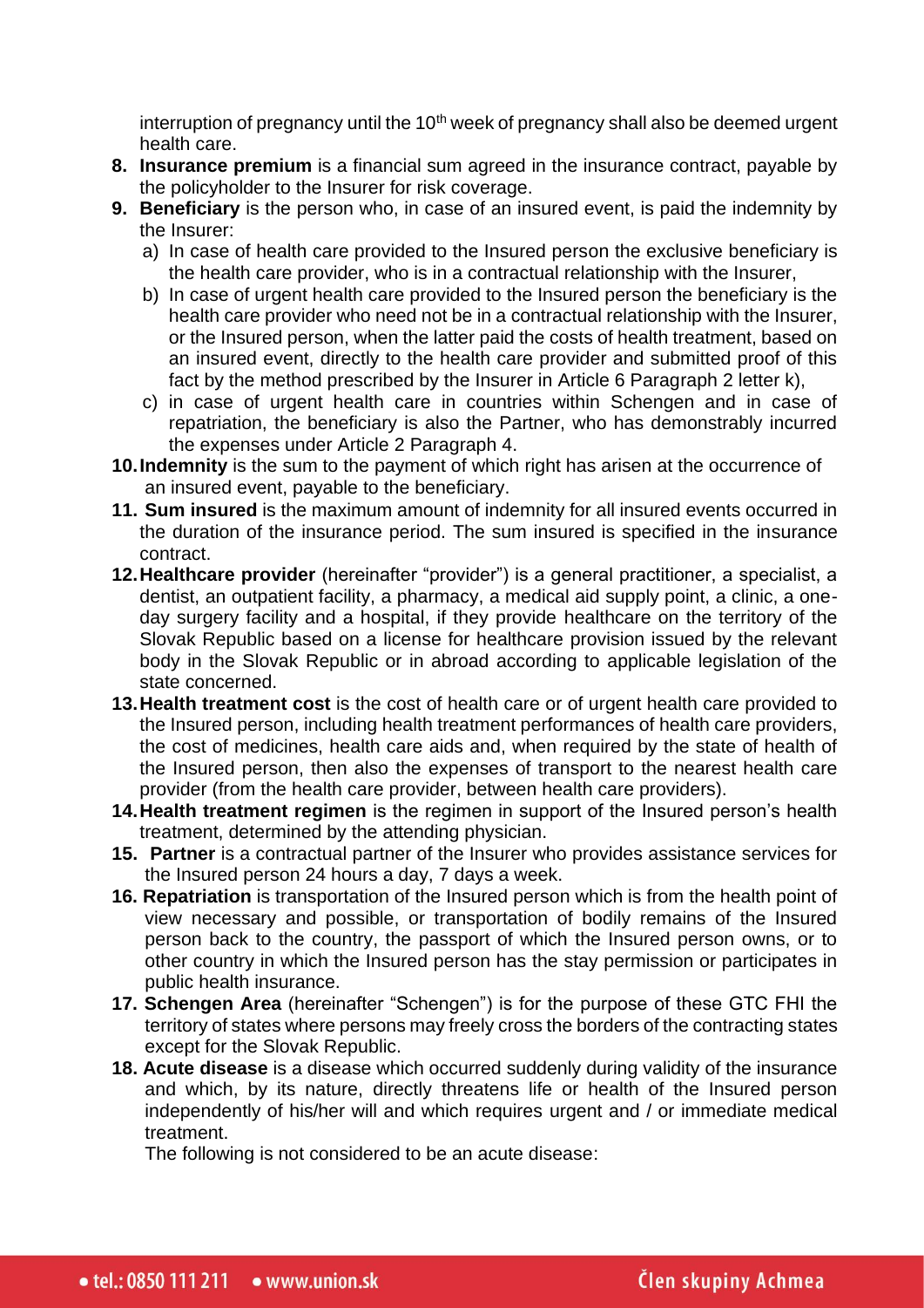interruption of pregnancy until the 10th week of pregnancy shall also be deemed urgent health care.

8. **Insurance premium** is a financial sum agreed in the insurance contract, payable by the policyholder to the Insurer for risk coverage.
9. **Beneficiary** is the person who, in case of an insured event, is paid the indemnity by the Insurer:
   a) In case of health care provided to the Insured person the exclusive beneficiary is the health care provider, who is in a contractual relationship with the Insurer,
   b) In case of urgent health care provided to the Insured person the beneficiary is the health care provider who need not be in a contractual relationship with the Insurer, or the Insured person, when the latter paid the costs of health treatment, based on an insured event, directly to the health care provider and submitted proof of this fact by the method prescribed by the Insurer in Article 6 Paragraph 2 letter k),
   c) in case of urgent health care in countries within Schengen and in case of repatriation, the beneficiary is also the Partner, who has demonstrably incurred the expenses under Article 2 Paragraph 4.
10. **Indemnity** is the sum to the payment of which right has arisen at the occurrence of an insured event, payable to the beneficiary.
11. **Sum insured** is the maximum amount of indemnity for all insured events occurred in the duration of the insurance period. The sum insured is specified in the insurance contract.
12. **Healthcare provider** (hereinafter "provider") is a general practitioner, a specialist, a dentist, an outpatient facility, a pharmacy, a medical aid supply point, a clinic, a one-day surgery facility and a hospital, if they provide healthcare on the territory of the Slovak Republic based on a license for healthcare provision issued by the relevant body in the Slovak Republic or in abroad according to applicable legislation of the state concerned.
13. **Health treatment cost** is the cost of health care or of urgent health care provided to the Insured person, including health treatment performances of health care providers, the cost of medicines, health care aids and, when required by the state of health of the Insured person, then also the expenses of transport to the nearest health care provider (from the health care provider, between health care providers).
14. **Health treatment regimen** is the regimen in support of the Insured person's health treatment, determined by the attending physician.
15. **Partner** is a contractual partner of the Insurer who provides assistance services for the Insured person 24 hours a day, 7 days a week.
16. **Repatriation** is transportation of the Insured person which is from the health point of view necessary and possible, or transportation of bodily remains of the Insured person back to the country, the passport of which the Insured person owns, or to other country in which the Insured person has the stay permission or participates in public health insurance.
17. **Schengen Area** (hereinafter "Schengen") is for the purpose of these GTC FHI the territory of states where persons may freely cross the borders of the contracting states except for the Slovak Republic.
18. **Acute disease** is a disease which occurred suddenly during validity of the insurance and which, by its nature, directly threatens life or health of the Insured person independently of his/her will and which requires urgent and / or immediate medical treatment.

    The following is not considered to be an acute disease: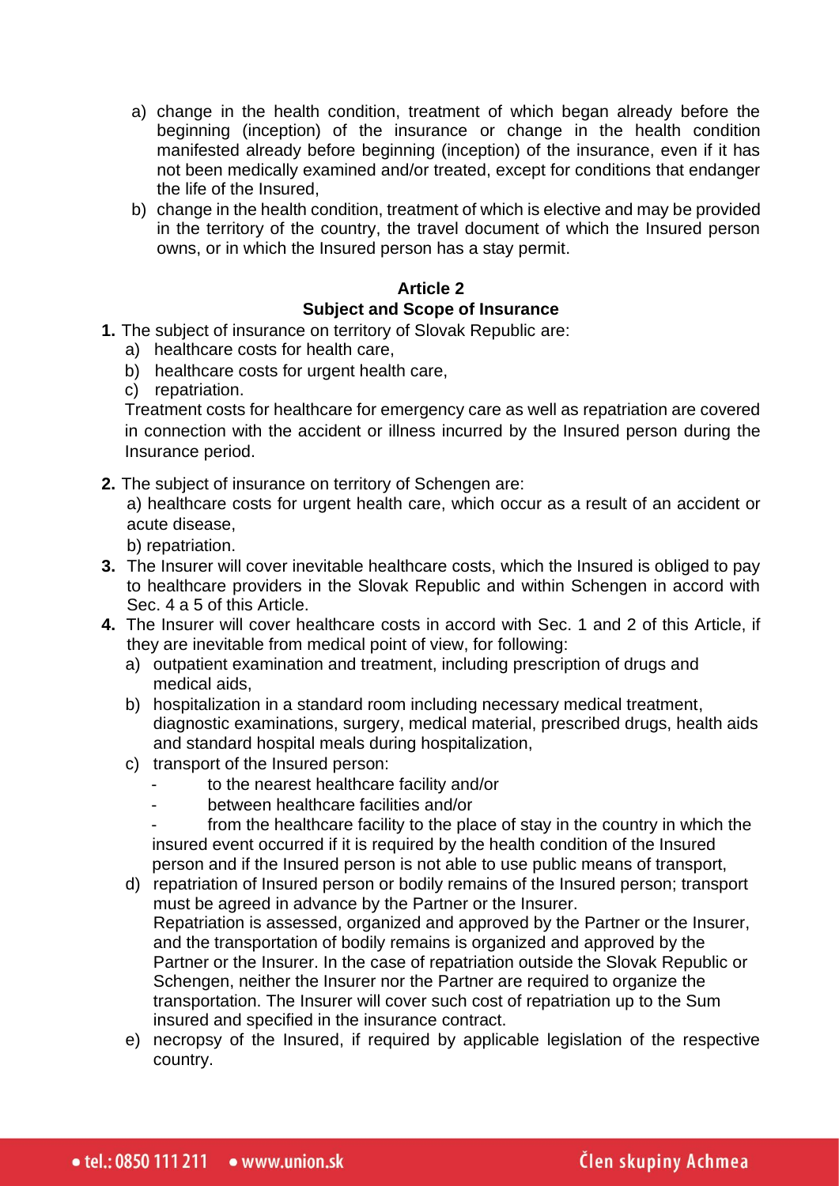a) change in the health condition, treatment of which began already before the beginning (inception) of the insurance or change in the health condition manifested already before beginning (inception) of the insurance, even if it has not been medically examined and/or treated, except for conditions that endanger the life of the Insured,
b) change in the health condition, treatment of which is elective and may be provided in the territory of the country, the travel document of which the Insured person owns, or in which the Insured person has a stay permit.

**Article 2**
**Subject and Scope of Insurance**

**1.** The subject of insurance on territory of Slovak Republic are:
   a) healthcare costs for health care,
   b) healthcare costs for urgent health care,
   c) repatriation.

   Treatment costs for healthcare for emergency care as well as repatriation are covered in connection with the accident or illness incurred by the Insured person during the Insurance period.

**2.** The subject of insurance on territory of Schengen are:
   a) healthcare costs for urgent health care, which occur as a result of an accident or acute disease,
   b) repatriation.

**3.** The Insurer will cover inevitable healthcare costs, which the Insured is obliged to pay to healthcare providers in the Slovak Republic and within Schengen in accord with Sec. 4 a 5 of this Article.

**4.** The Insurer will cover healthcare costs in accord with Sec. 1 and 2 of this Article, if they are inevitable from medical point of view, for following:
   a) outpatient examination and treatment, including prescription of drugs and medical aids,
   b) hospitalization in a standard room including necessary medical treatment, diagnostic examinations, surgery, medical material, prescribed drugs, health aids and standard hospital meals during hospitalization,
   c) transport of the Insured person:
      - to the nearest healthcare facility and/or
      - between healthcare facilities and/or
      - from the healthcare facility to the place of stay in the country in which the insured event occurred if it is required by the health condition of the Insured person and if the Insured person is not able to use public means of transport,
   d) repatriation of Insured person or bodily remains of the Insured person; transport must be agreed in advance by the Partner or the Insurer.
      Repatriation is assessed, organized and approved by the Partner or the Insurer, and the transportation of bodily remains is organized and approved by the Partner or the Insurer. In the case of repatriation outside the Slovak Republic or Schengen, neither the Insurer nor the Partner are required to organize the transportation. The Insurer will cover such cost of repatriation up to the Sum insured and specified in the insurance contract.
   e) necropsy of the Insured, if required by applicable legislation of the respective country.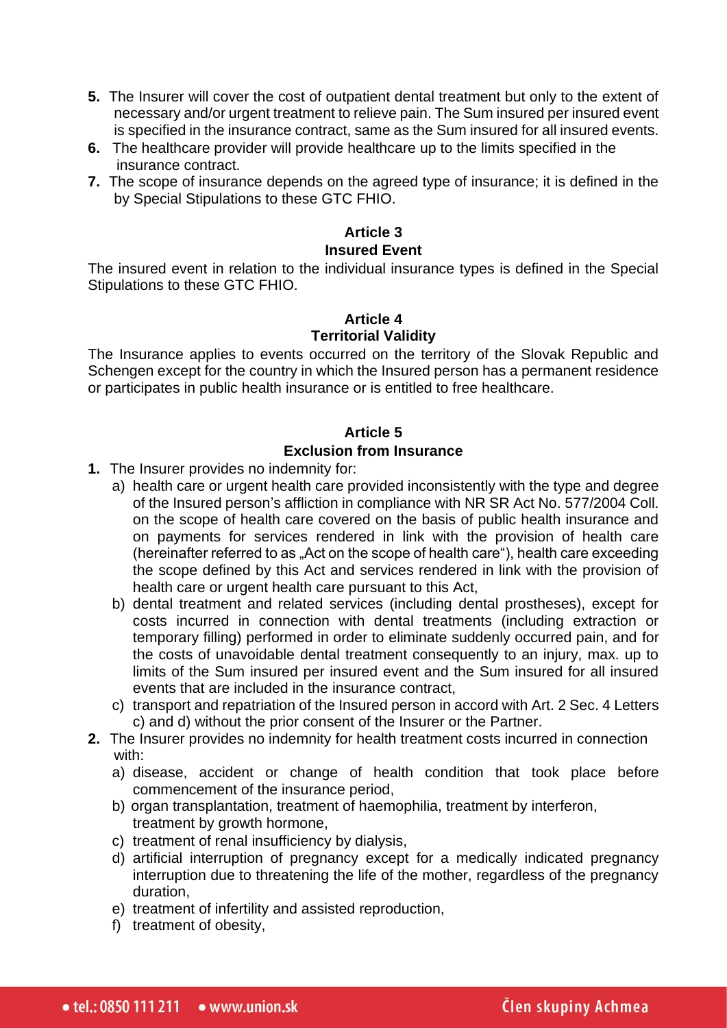5. The Insurer will cover the cost of outpatient dental treatment but only to the extent of necessary and/or urgent treatment to relieve pain. The Sum insured per insured event is specified in the insurance contract, same as the Sum insured for all insured events.
6. The healthcare provider will provide healthcare up to the limits specified in the insurance contract.
7. The scope of insurance depends on the agreed type of insurance; it is defined in the by Special Stipulations to these GTC FHIO.

### Article 3
### Insured Event

The insured event in relation to the individual insurance types is defined in the Special Stipulations to these GTC FHIO.

### Article 4
### Territorial Validity

The Insurance applies to events occurred on the territory of the Slovak Republic and Schengen except for the country in which the Insured person has a permanent residence or participates in public health insurance or is entitled to free healthcare.

### Article 5
### Exclusion from Insurance

1. The Insurer provides no indemnity for:
   a) health care or urgent health care provided inconsistently with the type and degree of the Insured person's affliction in compliance with NR SR Act No. 577/2004 Coll. on the scope of health care covered on the basis of public health insurance and on payments for services rendered in link with the provision of health care (hereinafter referred to as „Act on the scope of health care"), health care exceeding the scope defined by this Act and services rendered in link with the provision of health care or urgent health care pursuant to this Act,
   b) dental treatment and related services (including dental prostheses), except for costs incurred in connection with dental treatments (including extraction or temporary filling) performed in order to eliminate suddenly occurred pain, and for the costs of unavoidable dental treatment consequently to an injury, max. up to limits of the Sum insured per insured event and the Sum insured for all insured events that are included in the insurance contract,
   c) transport and repatriation of the Insured person in accord with Art. 2 Sec. 4 Letters c) and d) without the prior consent of the Insurer or the Partner.
2. The Insurer provides no indemnity for health treatment costs incurred in connection with:
   a) disease, accident or change of health condition that took place before commencement of the insurance period,
   b) organ transplantation, treatment of haemophilia, treatment by interferon, treatment by growth hormone,
   c) treatment of renal insufficiency by dialysis,
   d) artificial interruption of pregnancy except for a medically indicated pregnancy interruption due to threatening the life of the mother, regardless of the pregnancy duration,
   e) treatment of infertility and assisted reproduction,
   f) treatment of obesity,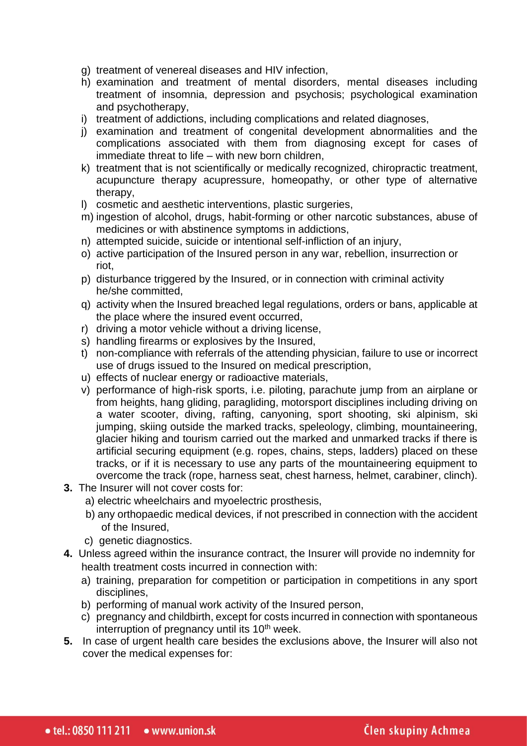g) treatment of venereal diseases and HIV infection,
h) examination and treatment of mental disorders, mental diseases including treatment of insomnia, depression and psychosis; psychological examination and psychotherapy,
i) treatment of addictions, including complications and related diagnoses,
j) examination and treatment of congenital development abnormalities and the complications associated with them from diagnosing except for cases of immediate threat to life – with new born children,
k) treatment that is not scientifically or medically recognized, chiropractic treatment, acupuncture therapy acupressure, homeopathy, or other type of alternative therapy,
l) cosmetic and aesthetic interventions, plastic surgeries,
m) ingestion of alcohol, drugs, habit-forming or other narcotic substances, abuse of medicines or with abstinence symptoms in addictions,
n) attempted suicide, suicide or intentional self-infliction of an injury,
o) active participation of the Insured person in any war, rebellion, insurrection or riot,
p) disturbance triggered by the Insured, or in connection with criminal activity he/she committed,
q) activity when the Insured breached legal regulations, orders or bans, applicable at the place where the insured event occurred,
r) driving a motor vehicle without a driving license,
s) handling firearms or explosives by the Insured,
t) non-compliance with referrals of the attending physician, failure to use or incorrect use of drugs issued to the Insured on medical prescription,
u) effects of nuclear energy or radioactive materials,
v) performance of high-risk sports, i.e. piloting, parachute jump from an airplane or from heights, hang gliding, paragliding, motorsport disciplines including driving on a water scooter, diving, rafting, canyoning, sport shooting, ski alpinism, ski jumping, skiing outside the marked tracks, speleology, climbing, mountaineering, glacier hiking and tourism carried out the marked and unmarked tracks if there is artificial securing equipment (e.g. ropes, chains, steps, ladders) placed on these tracks, or if it is necessary to use any parts of the mountaineering equipment to overcome the track (rope, harness seat, chest harness, helmet, carabiner, clinch).

**3.** The Insurer will not cover costs for:

a) electric wheelchairs and myoelectric prosthesis,
b) any orthopaedic medical devices, if not prescribed in connection with the accident of the Insured,
c) genetic diagnostics.

**4.** Unless agreed within the insurance contract, the Insurer will provide no indemnity for health treatment costs incurred in connection with:

a) training, preparation for competition or participation in competitions in any sport disciplines,
b) performing of manual work activity of the Insured person,
c) pregnancy and childbirth, except for costs incurred in connection with spontaneous interruption of pregnancy until its 10th week.

**5.** In case of urgent health care besides the exclusions above, the Insurer will also not cover the medical expenses for: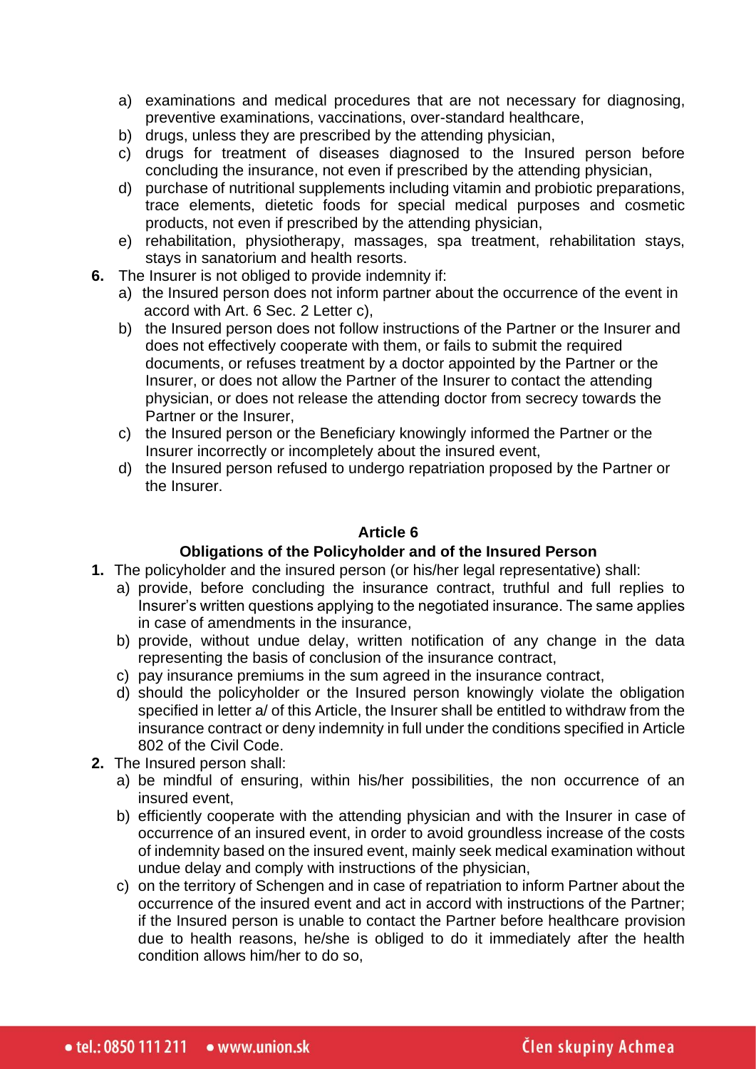a) examinations and medical procedures that are not necessary for diagnosing, preventive examinations, vaccinations, over-standard healthcare,
b) drugs, unless they are prescribed by the attending physician,
c) drugs for treatment of diseases diagnosed to the Insured person before concluding the insurance, not even if prescribed by the attending physician,
d) purchase of nutritional supplements including vitamin and probiotic preparations, trace elements, dietetic foods for special medical purposes and cosmetic products, not even if prescribed by the attending physician,
e) rehabilitation, physiotherapy, massages, spa treatment, rehabilitation stays, stays in sanatorium and health resorts.

**6.** The Insurer is not obliged to provide indemnity if:
a) the Insured person does not inform partner about the occurrence of the event in accord with Art. 6 Sec. 2 Letter c),
b) the Insured person does not follow instructions of the Partner or the Insurer and does not effectively cooperate with them, or fails to submit the required documents, or refuses treatment by a doctor appointed by the Partner or the Insurer, or does not allow the Partner of the Insurer to contact the attending physician, or does not release the attending doctor from secrecy towards the Partner or the Insurer,
c) the Insured person or the Beneficiary knowingly informed the Partner or the Insurer incorrectly or incompletely about the insured event,
d) the Insured person refused to undergo repatriation proposed by the Partner or the Insurer.

## Article 6

### Obligations of the Policyholder and of the Insured Person

**1.** The policyholder and the insured person (or his/her legal representative) shall:
a) provide, before concluding the insurance contract, truthful and full replies to Insurer's written questions applying to the negotiated insurance. The same applies in case of amendments in the insurance,
b) provide, without undue delay, written notification of any change in the data representing the basis of conclusion of the insurance contract,
c) pay insurance premiums in the sum agreed in the insurance contract,
d) should the policyholder or the Insured person knowingly violate the obligation specified in letter a/ of this Article, the Insurer shall be entitled to withdraw from the insurance contract or deny indemnity in full under the conditions specified in Article 802 of the Civil Code.

**2.** The Insured person shall:
a) be mindful of ensuring, within his/her possibilities, the non occurrence of an insured event,
b) efficiently cooperate with the attending physician and with the Insurer in case of occurrence of an insured event, in order to avoid groundless increase of the costs of indemnity based on the insured event, mainly seek medical examination without undue delay and comply with instructions of the physician,
c) on the territory of Schengen and in case of repatriation to inform Partner about the occurrence of the insured event and act in accord with instructions of the Partner; if the Insured person is unable to contact the Partner before healthcare provision due to health reasons, he/she is obliged to do it immediately after the health condition allows him/her to do so,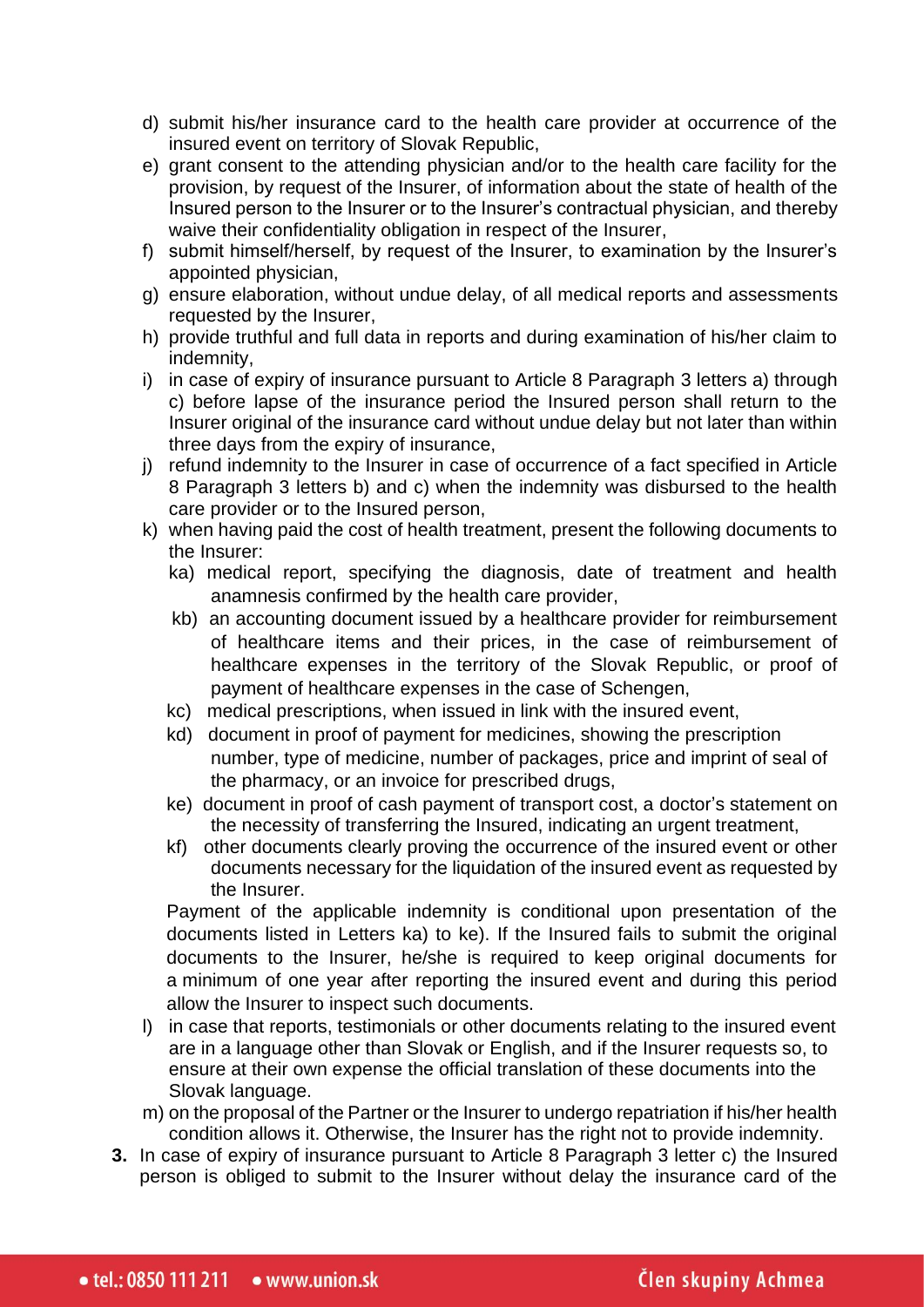d) submit his/her insurance card to the health care provider at occurrence of the insured event on territory of Slovak Republic,
e) grant consent to the attending physician and/or to the health care facility for the provision, by request of the Insurer, of information about the state of health of the Insured person to the Insurer or to the Insurer's contractual physician, and thereby waive their confidentiality obligation in respect of the Insurer,
f) submit himself/herself, by request of the Insurer, to examination by the Insurer's appointed physician,
g) ensure elaboration, without undue delay, of all medical reports and assessments requested by the Insurer,
h) provide truthful and full data in reports and during examination of his/her claim to indemnity,
i) in case of expiry of insurance pursuant to Article 8 Paragraph 3 letters a) through c) before lapse of the insurance period the Insured person shall return to the Insurer original of the insurance card without undue delay but not later than within three days from the expiry of insurance,
j) refund indemnity to the Insurer in case of occurrence of a fact specified in Article 8 Paragraph 3 letters b) and c) when the indemnity was disbursed to the health care provider or to the Insured person,
k) when having paid the cost of health treatment, present the following documents to the Insurer:
   ka) medical report, specifying the diagnosis, date of treatment and health anamnesis confirmed by the health care provider,
   kb) an accounting document issued by a healthcare provider for reimbursement of healthcare items and their prices, in the case of reimbursement of healthcare expenses in the territory of the Slovak Republic, or proof of payment of healthcare expenses in the case of Schengen,
   kc) medical prescriptions, when issued in link with the insured event,
   kd) document in proof of payment for medicines, showing the prescription number, type of medicine, number of packages, price and imprint of seal of the pharmacy, or an invoice for prescribed drugs,
   ke) document in proof of cash payment of transport cost, a doctor's statement on the necessity of transferring the Insured, indicating an urgent treatment,
   kf) other documents clearly proving the occurrence of the insured event or other documents necessary for the liquidation of the insured event as requested by the Insurer.

   Payment of the applicable indemnity is conditional upon presentation of the documents listed in Letters ka) to ke). If the Insured fails to submit the original documents to the Insurer, he/she is required to keep original documents for a minimum of one year after reporting the insured event and during this period allow the Insurer to inspect such documents.
l) in case that reports, testimonials or other documents relating to the insured event are in a language other than Slovak or English, and if the Insurer requests so, to ensure at their own expense the official translation of these documents into the Slovak language.
m) on the proposal of the Partner or the Insurer to undergo repatriation if his/her health condition allows it. Otherwise, the Insurer has the right not to provide indemnity.

**3.** In case of expiry of insurance pursuant to Article 8 Paragraph 3 letter c) the Insured person is obliged to submit to the Insurer without delay the insurance card of the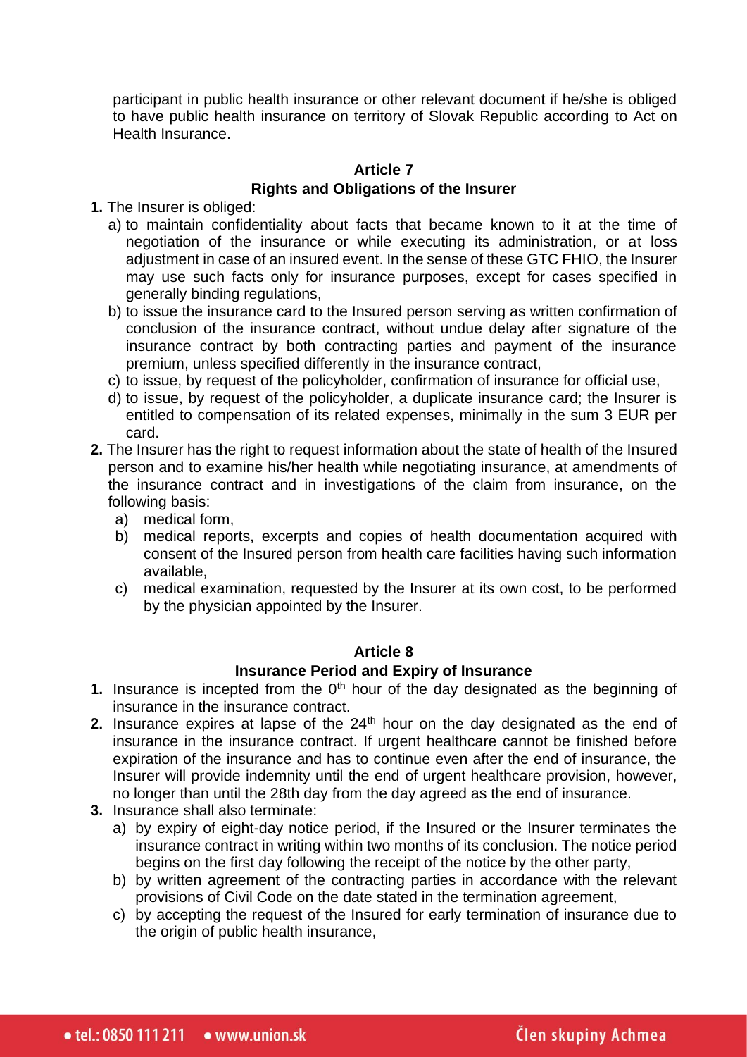participant in public health insurance or other relevant document if he/she is obliged to have public health insurance on territory of Slovak Republic according to Act on Health Insurance.

## Article 7
## Rights and Obligations of the Insurer

**1.** The Insurer is obliged:

a) to maintain confidentiality about facts that became known to it at the time of negotiation of the insurance or while executing its administration, or at loss adjustment in case of an insured event. In the sense of these GTC FHIO, the Insurer may use such facts only for insurance purposes, except for cases specified in generally binding regulations,

b) to issue the insurance card to the Insured person serving as written confirmation of conclusion of the insurance contract, without undue delay after signature of the insurance contract by both contracting parties and payment of the insurance premium, unless specified differently in the insurance contract,

c) to issue, by request of the policyholder, confirmation of insurance for official use,

d) to issue, by request of the policyholder, a duplicate insurance card; the Insurer is entitled to compensation of its related expenses, minimally in the sum 3 EUR per card.

**2.** The Insurer has the right to request information about the state of health of the Insured person and to examine his/her health while negotiating insurance, at amendments of the insurance contract and in investigations of the claim from insurance, on the following basis:

a) medical form,

b) medical reports, excerpts and copies of health documentation acquired with consent of the Insured person from health care facilities having such information available,

c) medical examination, requested by the Insurer at its own cost, to be performed by the physician appointed by the Insurer.

## Article 8
## Insurance Period and Expiry of Insurance

**1.** Insurance is incepted from the 0th hour of the day designated as the beginning of insurance in the insurance contract.

**2.** Insurance expires at lapse of the 24th hour on the day designated as the end of insurance in the insurance contract. If urgent healthcare cannot be finished before expiration of the insurance and has to continue even after the end of insurance, the Insurer will provide indemnity until the end of urgent healthcare provision, however, no longer than until the 28th day from the day agreed as the end of insurance.

**3.** Insurance shall also terminate:

a) by expiry of eight-day notice period, if the Insured or the Insurer terminates the insurance contract in writing within two months of its conclusion. The notice period begins on the first day following the receipt of the notice by the other party,

b) by written agreement of the contracting parties in accordance with the relevant provisions of Civil Code on the date stated in the termination agreement,

c) by accepting the request of the Insured for early termination of insurance due to the origin of public health insurance,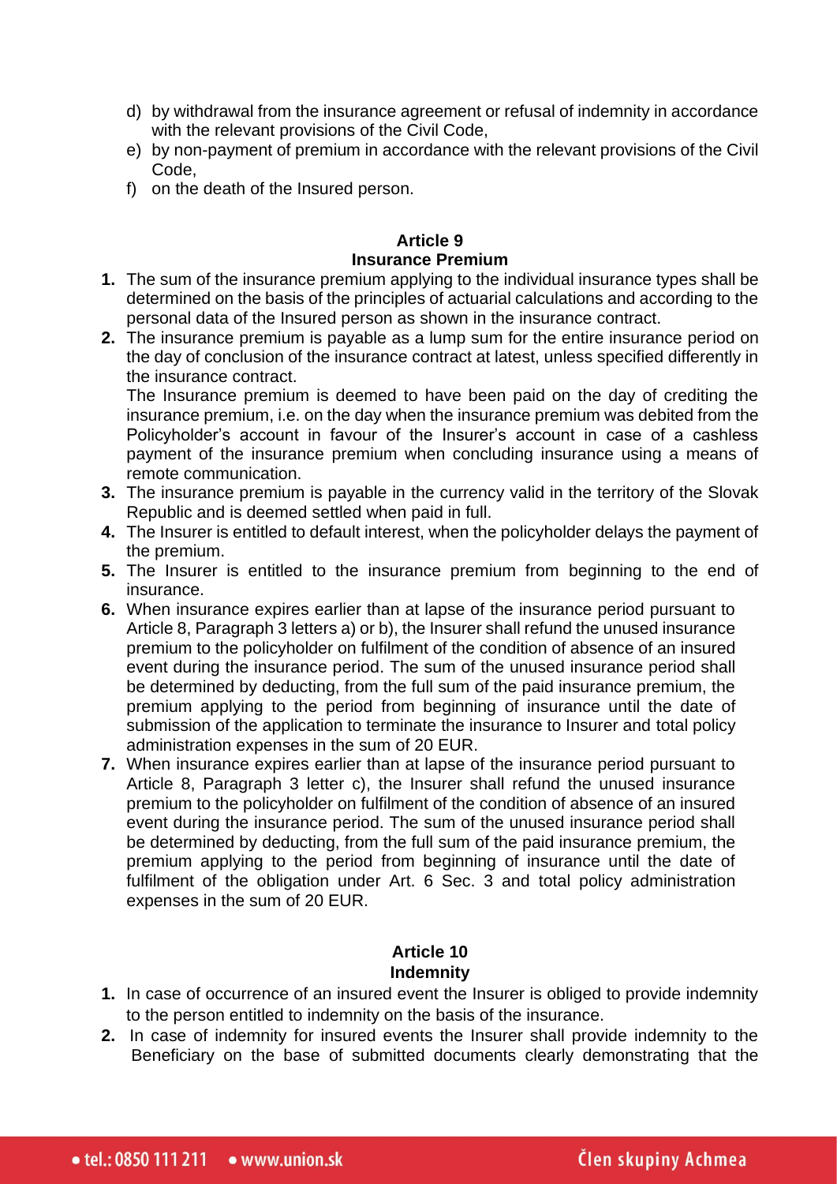d) by withdrawal from the insurance agreement or refusal of indemnity in accordance with the relevant provisions of the Civil Code,
e) by non-payment of premium in accordance with the relevant provisions of the Civil Code,
f) on the death of the Insured person.

## Article 9
## Insurance Premium

1. The sum of the insurance premium applying to the individual insurance types shall be determined on the basis of the principles of actuarial calculations and according to the personal data of the Insured person as shown in the insurance contract.
2. The insurance premium is payable as a lump sum for the entire insurance period on the day of conclusion of the insurance contract at latest, unless specified differently in the insurance contract.
   The Insurance premium is deemed to have been paid on the day of crediting the insurance premium, i.e. on the day when the insurance premium was debited from the Policyholder's account in favour of the Insurer's account in case of a cashless payment of the insurance premium when concluding insurance using a means of remote communication.
3. The insurance premium is payable in the currency valid in the territory of the Slovak Republic and is deemed settled when paid in full.
4. The Insurer is entitled to default interest, when the policyholder delays the payment of the premium.
5. The Insurer is entitled to the insurance premium from beginning to the end of insurance.
6. When insurance expires earlier than at lapse of the insurance period pursuant to Article 8, Paragraph 3 letters a) or b), the Insurer shall refund the unused insurance premium to the policyholder on fulfilment of the condition of absence of an insured event during the insurance period. The sum of the unused insurance period shall be determined by deducting, from the full sum of the paid insurance premium, the premium applying to the period from beginning of insurance until the date of submission of the application to terminate the insurance to Insurer and total policy administration expenses in the sum of 20 EUR.
7. When insurance expires earlier than at lapse of the insurance period pursuant to Article 8, Paragraph 3 letter c), the Insurer shall refund the unused insurance premium to the policyholder on fulfilment of the condition of absence of an insured event during the insurance period. The sum of the unused insurance period shall be determined by deducting, from the full sum of the paid insurance premium, the premium applying to the period from beginning of insurance until the date of fulfilment of the obligation under Art. 6 Sec. 3 and total policy administration expenses in the sum of 20 EUR.

## Article 10
## Indemnity

1. In case of occurrence of an insured event the Insurer is obliged to provide indemnity to the person entitled to indemnity on the basis of the insurance.
2. In case of indemnity for insured events the Insurer shall provide indemnity to the Beneficiary on the base of submitted documents clearly demonstrating that the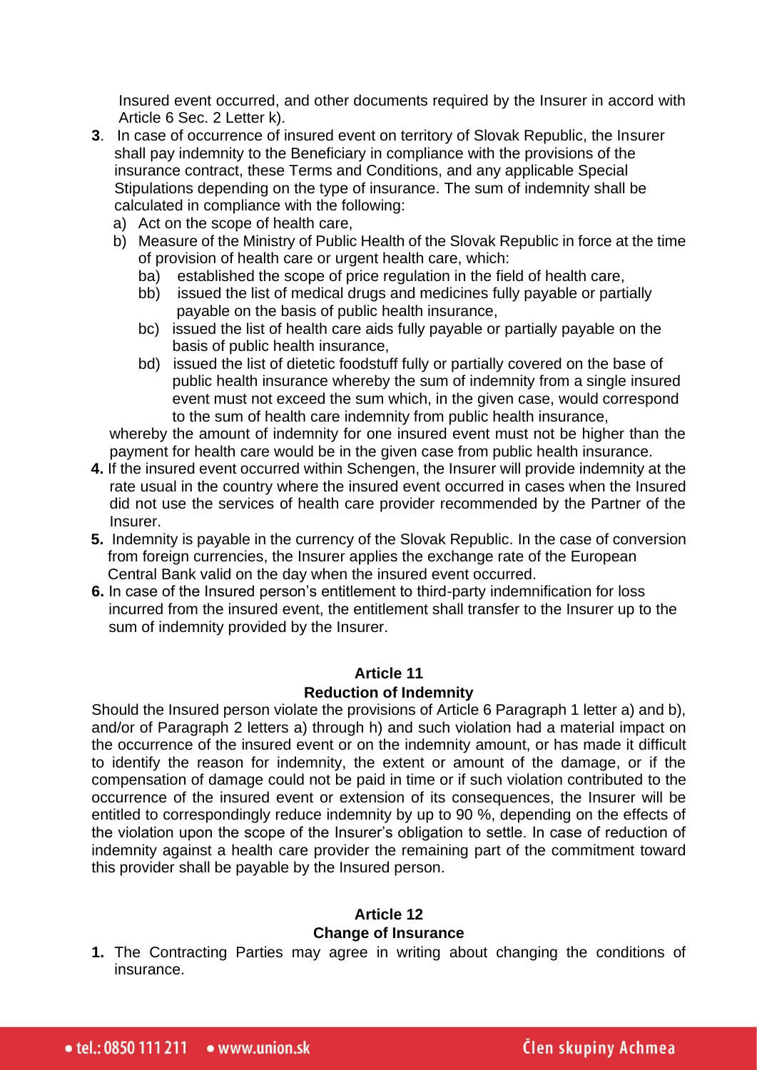Insured event occurred, and other documents required by the Insurer in accord with Article 6 Sec. 2 Letter k).

**3**. In case of occurrence of insured event on territory of Slovak Republic, the Insurer shall pay indemnity to the Beneficiary in compliance with the provisions of the insurance contract, these Terms and Conditions, and any applicable Special Stipulations depending on the type of insurance. The sum of indemnity shall be calculated in compliance with the following:

a) Act on the scope of health care,

b) Measure of the Ministry of Public Health of the Slovak Republic in force at the time of provision of health care or urgent health care, which:

ba) established the scope of price regulation in the field of health care,

bb) issued the list of medical drugs and medicines fully payable or partially payable on the basis of public health insurance,

bc) issued the list of health care aids fully payable or partially payable on the basis of public health insurance,

bd) issued the list of dietetic foodstuff fully or partially covered on the base of public health insurance whereby the sum of indemnity from a single insured event must not exceed the sum which, in the given case, would correspond to the sum of health care indemnity from public health insurance,

whereby the amount of indemnity for one insured event must not be higher than the payment for health care would be in the given case from public health insurance.

**4.** If the insured event occurred within Schengen, the Insurer will provide indemnity at the rate usual in the country where the insured event occurred in cases when the Insured did not use the services of health care provider recommended by the Partner of the Insurer.

**5.** Indemnity is payable in the currency of the Slovak Republic. In the case of conversion from foreign currencies, the Insurer applies the exchange rate of the European Central Bank valid on the day when the insured event occurred.

**6.** In case of the Insured person's entitlement to third-party indemnification for loss incurred from the insured event, the entitlement shall transfer to the Insurer up to the sum of indemnity provided by the Insurer.

## Article 11
## Reduction of Indemnity

Should the Insured person violate the provisions of Article 6 Paragraph 1 letter a) and b), and/or of Paragraph 2 letters a) through h) and such violation had a material impact on the occurrence of the insured event or on the indemnity amount, or has made it difficult to identify the reason for indemnity, the extent or amount of the damage, or if the compensation of damage could not be paid in time or if such violation contributed to the occurrence of the insured event or extension of its consequences, the Insurer will be entitled to correspondingly reduce indemnity by up to 90 %, depending on the effects of the violation upon the scope of the Insurer's obligation to settle. In case of reduction of indemnity against a health care provider the remaining part of the commitment toward this provider shall be payable by the Insured person.

## Article 12
## Change of Insurance

**1.** The Contracting Parties may agree in writing about changing the conditions of insurance.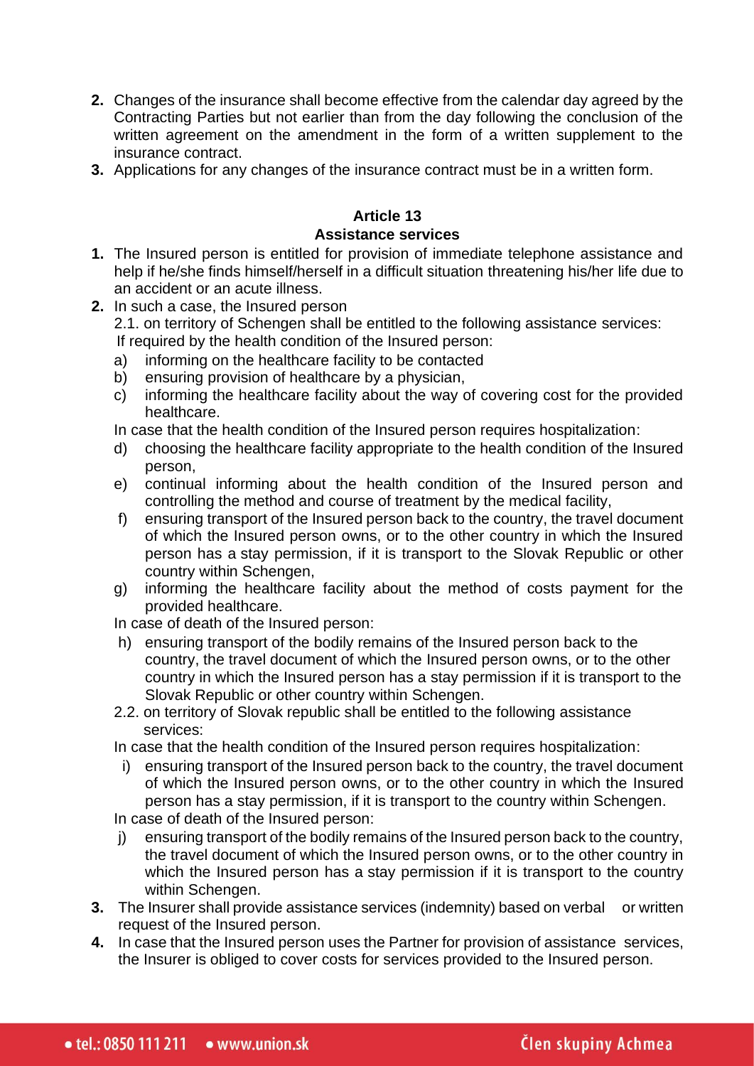2. Changes of the insurance shall become effective from the calendar day agreed by the Contracting Parties but not earlier than from the day following the conclusion of the written agreement on the amendment in the form of a written supplement to the insurance contract.
3. Applications for any changes of the insurance contract must be in a written form.

## Article 13
## Assistance services

1. The Insured person is entitled for provision of immediate telephone assistance and help if he/she finds himself/herself in a difficult situation threatening his/her life due to an accident or an acute illness.
2. In such a case, the Insured person

   2.1. on territory of Schengen shall be entitled to the following assistance services:
   If required by the health condition of the Insured person:

   a) informing on the healthcare facility to be contacted
   b) ensuring provision of healthcare by a physician,
   c) informing the healthcare facility about the way of covering cost for the provided healthcare.

   In case that the health condition of the Insured person requires hospitalization:

   d) choosing the healthcare facility appropriate to the health condition of the Insured person,
   e) continual informing about the health condition of the Insured person and controlling the method and course of treatment by the medical facility,
   f) ensuring transport of the Insured person back to the country, the travel document of which the Insured person owns, or to the other country in which the Insured person has a stay permission, if it is transport to the Slovak Republic or other country within Schengen,
   g) informing the healthcare facility about the method of costs payment for the provided healthcare.

   In case of death of the Insured person:

   h) ensuring transport of the bodily remains of the Insured person back to the country, the travel document of which the Insured person owns, or to the other country in which the Insured person has a stay permission if it is transport to the Slovak Republic or other country within Schengen.

   2.2. on territory of Slovak republic shall be entitled to the following assistance services:

   In case that the health condition of the Insured person requires hospitalization:

   i) ensuring transport of the Insured person back to the country, the travel document of which the Insured person owns, or to the other country in which the Insured person has a stay permission, if it is transport to the country within Schengen.

   In case of death of the Insured person:

   j) ensuring transport of the bodily remains of the Insured person back to the country, the travel document of which the Insured person owns, or to the other country in which the Insured person has a stay permission if it is transport to the country within Schengen.
3. The Insurer shall provide assistance services (indemnity) based on verbal or written request of the Insured person.
4. In case that the Insured person uses the Partner for provision of assistance services, the Insurer is obliged to cover costs for services provided to the Insured person.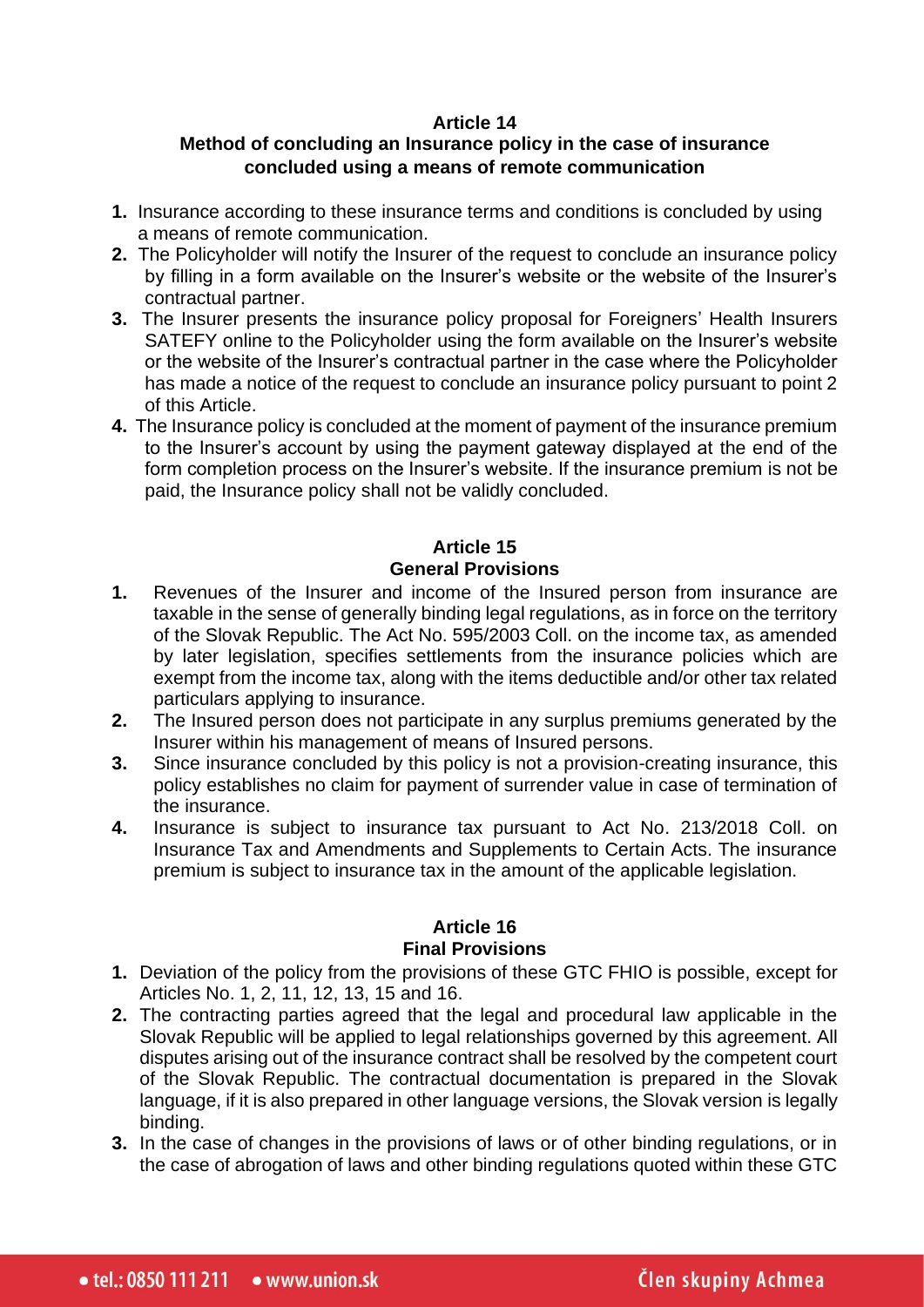## Article 14
## Method of concluding an Insurance policy in the case of insurance concluded using a means of remote communication

1. Insurance according to these insurance terms and conditions is concluded by using a means of remote communication.
2. The Policyholder will notify the Insurer of the request to conclude an insurance policy by filling in a form available on the Insurer's website or the website of the Insurer's contractual partner.
3. The Insurer presents the insurance policy proposal for Foreigners' Health Insurers SATEFY online to the Policyholder using the form available on the Insurer's website or the website of the Insurer's contractual partner in the case where the Policyholder has made a notice of the request to conclude an insurance policy pursuant to point 2 of this Article.
4. The Insurance policy is concluded at the moment of payment of the insurance premium to the Insurer's account by using the payment gateway displayed at the end of the form completion process on the Insurer's website. If the insurance premium is not be paid, the Insurance policy shall not be validly concluded.

## Article 15
## General Provisions

1. Revenues of the Insurer and income of the Insured person from insurance are taxable in the sense of generally binding legal regulations, as in force on the territory of the Slovak Republic. The Act No. 595/2003 Coll. on the income tax, as amended by later legislation, specifies settlements from the insurance policies which are exempt from the income tax, along with the items deductible and/or other tax related particulars applying to insurance.
2. The Insured person does not participate in any surplus premiums generated by the Insurer within his management of means of Insured persons.
3. Since insurance concluded by this policy is not a provision-creating insurance, this policy establishes no claim for payment of surrender value in case of termination of the insurance.
4. Insurance is subject to insurance tax pursuant to Act No. 213/2018 Coll. on Insurance Tax and Amendments and Supplements to Certain Acts. The insurance premium is subject to insurance tax in the amount of the applicable legislation.

## Article 16
## Final Provisions

1. Deviation of the policy from the provisions of these GTC FHIO is possible, except for Articles No. 1, 2, 11, 12, 13, 15 and 16.
2. The contracting parties agreed that the legal and procedural law applicable in the Slovak Republic will be applied to legal relationships governed by this agreement. All disputes arising out of the insurance contract shall be resolved by the competent court of the Slovak Republic. The contractual documentation is prepared in the Slovak language, if it is also prepared in other language versions, the Slovak version is legally binding.
3. In the case of changes in the provisions of laws or of other binding regulations, or in the case of abrogation of laws and other binding regulations quoted within these GTC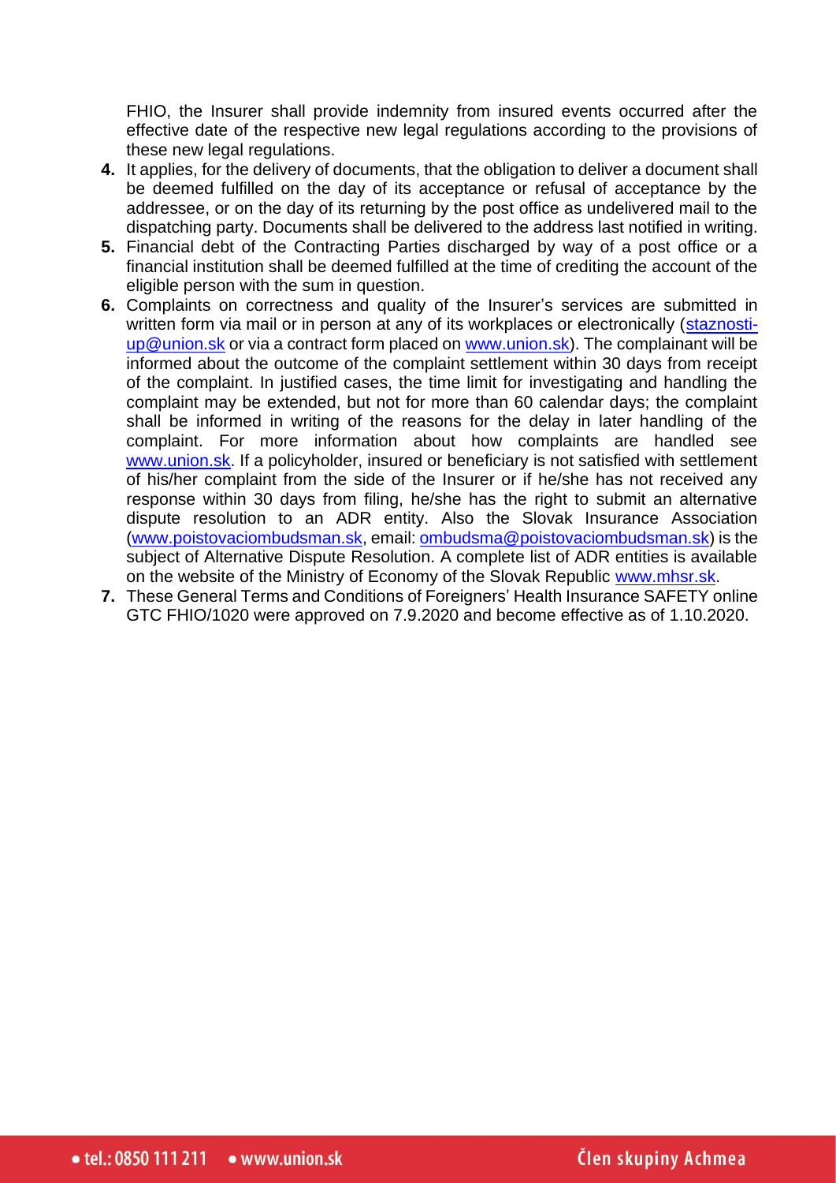FHIO, the Insurer shall provide indemnity from insured events occurred after the effective date of the respective new legal regulations according to the provisions of these new legal regulations.

4. It applies, for the delivery of documents, that the obligation to deliver a document shall be deemed fulfilled on the day of its acceptance or refusal of acceptance by the addressee, or on the day of its returning by the post office as undelivered mail to the dispatching party. Documents shall be delivered to the address last notified in writing.
5. Financial debt of the Contracting Parties discharged by way of a post office or a financial institution shall be deemed fulfilled at the time of crediting the account of the eligible person with the sum in question.
6. Complaints on correctness and quality of the Insurer's services are submitted in written form via mail or in person at any of its workplaces or electronically (staznosti-up@union.sk or via a contract form placed on www.union.sk). The complainant will be informed about the outcome of the complaint settlement within 30 days from receipt of the complaint. In justified cases, the time limit for investigating and handling the complaint may be extended, but not for more than 60 calendar days; the complaint shall be informed in writing of the reasons for the delay in later handling of the complaint. For more information about how complaints are handled see www.union.sk. If a policyholder, insured or beneficiary is not satisfied with settlement of his/her complaint from the side of the Insurer or if he/she has not received any response within 30 days from filing, he/she has the right to submit an alternative dispute resolution to an ADR entity. Also the Slovak Insurance Association (www.poistovaciombudsman.sk, email: ombudsma@poistovaciombudsman.sk) is the subject of Alternative Dispute Resolution. A complete list of ADR entities is available on the website of the Ministry of Economy of the Slovak Republic www.mhsr.sk.
7. These General Terms and Conditions of Foreigners' Health Insurance SAFETY online GTC FHIO/1020 were approved on 7.9.2020 and become effective as of 1.10.2020.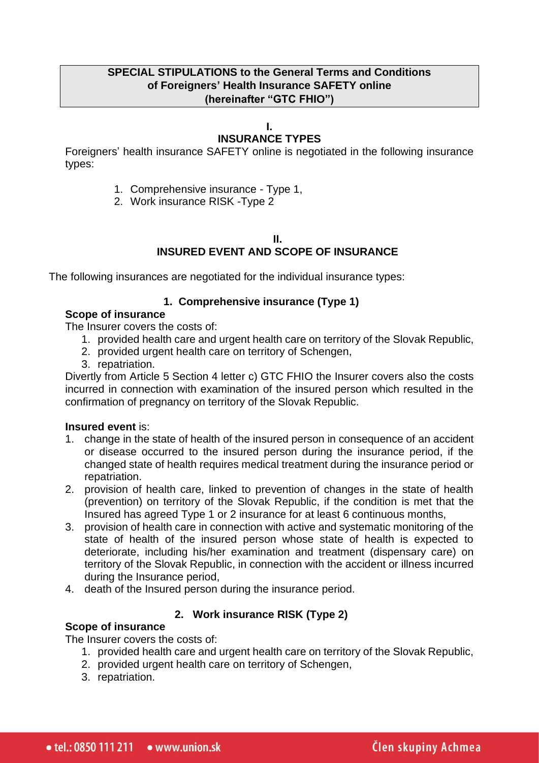**SPECIAL STIPULATIONS to the General Terms and Conditions of Foreigners' Health Insurance SAFETY online (hereinafter "GTC FHIO")**

## I. INSURANCE TYPES

Foreigners' health insurance SAFETY online is negotiated in the following insurance types:

1. Comprehensive insurance - Type 1,
2. Work insurance RISK -Type 2

## II. INSURED EVENT AND SCOPE OF INSURANCE

The following insurances are negotiated for the individual insurance types:

### 1. Comprehensive insurance (Type 1)

**Scope of insurance**

The Insurer covers the costs of:

1. provided health care and urgent health care on territory of the Slovak Republic,
2. provided urgent health care on territory of Schengen,
3. repatriation.

Divertly from Article 5 Section 4 letter c) GTC FHIO the Insurer covers also the costs incurred in connection with examination of the insured person which resulted in the confirmation of pregnancy on territory of the Slovak Republic.

**Insured event** is:

1. change in the state of health of the insured person in consequence of an accident or disease occurred to the insured person during the insurance period, if the changed state of health requires medical treatment during the insurance period or repatriation.
2. provision of health care, linked to prevention of changes in the state of health (prevention) on territory of the Slovak Republic, if the condition is met that the Insured has agreed Type 1 or 2 insurance for at least 6 continuous months,
3. provision of health care in connection with active and systematic monitoring of the state of health of the insured person whose state of health is expected to deteriorate, including his/her examination and treatment (dispensary care) on territory of the Slovak Republic, in connection with the accident or illness incurred during the Insurance period,
4. death of the Insured person during the insurance period.

### 2. Work insurance RISK (Type 2)

**Scope of insurance**

The Insurer covers the costs of:

1. provided health care and urgent health care on territory of the Slovak Republic,
2. provided urgent health care on territory of Schengen,
3. repatriation.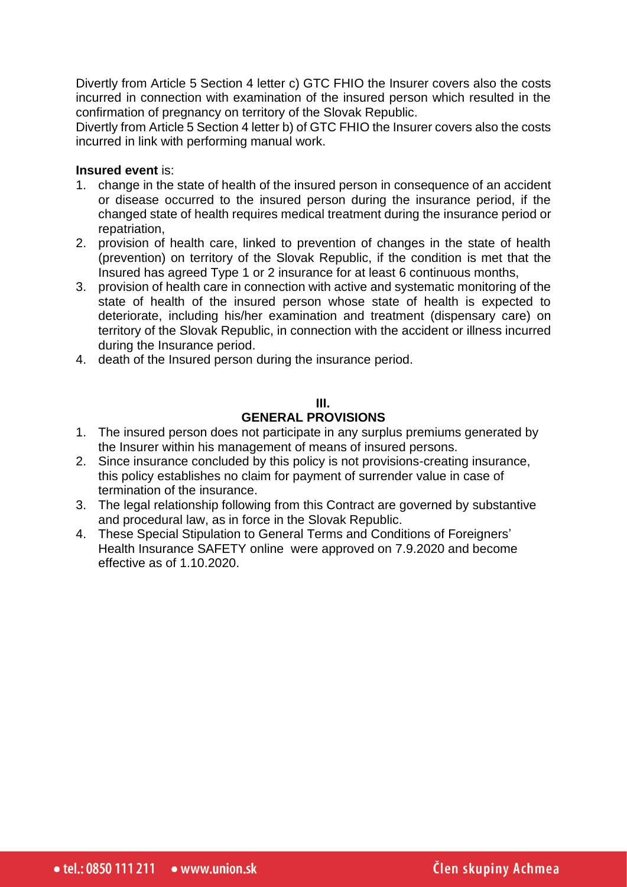Divertly from Article 5 Section 4 letter c) GTC FHIO the Insurer covers also the costs incurred in connection with examination of the insured person which resulted in the confirmation of pregnancy on territory of the Slovak Republic.
Divertly from Article 5 Section 4 letter b) of GTC FHIO the Insurer covers also the costs incurred in link with performing manual work.

**Insured event** is:

1. change in the state of health of the insured person in consequence of an accident or disease occurred to the insured person during the insurance period, if the changed state of health requires medical treatment during the insurance period or repatriation,
2. provision of health care, linked to prevention of changes in the state of health (prevention) on territory of the Slovak Republic, if the condition is met that the Insured has agreed Type 1 or 2 insurance for at least 6 continuous months,
3. provision of health care in connection with active and systematic monitoring of the state of health of the insured person whose state of health is expected to deteriorate, including his/her examination and treatment (dispensary care) on territory of the Slovak Republic, in connection with the accident or illness incurred during the Insurance period.
4. death of the Insured person during the insurance period.

## III.
## GENERAL PROVISIONS

1. The insured person does not participate in any surplus premiums generated by the Insurer within his management of means of insured persons.
2. Since insurance concluded by this policy is not provisions-creating insurance, this policy establishes no claim for payment of surrender value in case of termination of the insurance.
3. The legal relationship following from this Contract are governed by substantive and procedural law, as in force in the Slovak Republic.
4. These Special Stipulation to General Terms and Conditions of Foreigners' Health Insurance SAFETY online were approved on 7.9.2020 and become effective as of 1.10.2020.